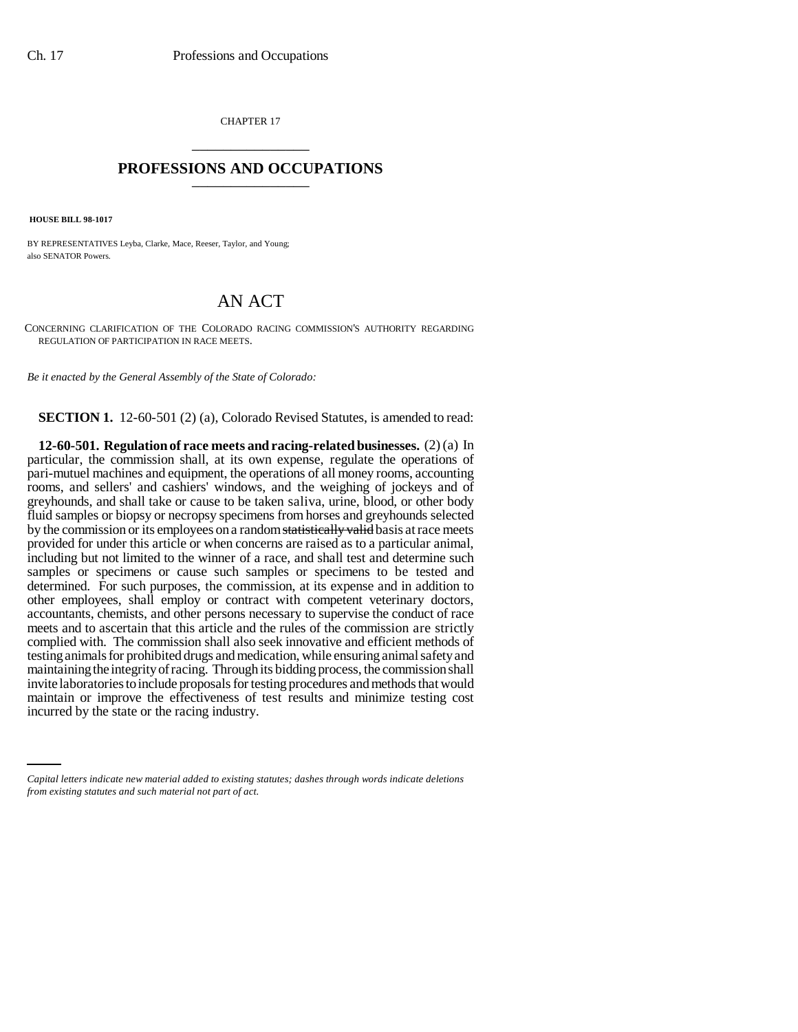CHAPTER 17

## PROFESSIONS AND OCCUPATIONS

**HOUSE BILL 98-1017**

BY REPRESENTATIVES Leyba, Clarke, Mace, Reeser, Taylor, and Young;
also SENATOR Powers.

# AN ACT

CONCERNING CLARIFICATION OF THE COLORADO RACING COMMISSION'S AUTHORITY REGARDING REGULATION OF PARTICIPATION IN RACE MEETS.

*Be it enacted by the General Assembly of the State of Colorado:*

**SECTION 1.** 12-60-501 (2) (a), Colorado Revised Statutes, is amended to read:

**12-60-501. Regulation of race meets and racing-related businesses.** (2) (a) In particular, the commission shall, at its own expense, regulate the operations of pari-mutuel machines and equipment, the operations of all money rooms, accounting rooms, and sellers' and cashiers' windows, and the weighing of jockeys and of greyhounds, and shall take or cause to be taken saliva, urine, blood, or other body fluid samples or biopsy or necropsy specimens from horses and greyhounds selected by the commission or its employees on a random ~~statistically valid~~ basis at race meets provided for under this article or when concerns are raised as to a particular animal, including but not limited to the winner of a race, and shall test and determine such samples or specimens or cause such samples or specimens to be tested and determined. For such purposes, the commission, at its expense and in addition to other employees, shall employ or contract with competent veterinary doctors, accountants, chemists, and other persons necessary to supervise the conduct of race meets and to ascertain that this article and the rules of the commission are strictly complied with. The commission shall also seek innovative and efficient methods of testing animals for prohibited drugs and medication, while ensuring animal safety and maintaining the integrity of racing. Through its bidding process, the commission shall invite laboratories to include proposals for testing procedures and methods that would maintain or improve the effectiveness of test results and minimize testing cost incurred by the state or the racing industry.

*Capital letters indicate new material added to existing statutes; dashes through words indicate deletions from existing statutes and such material not part of act.*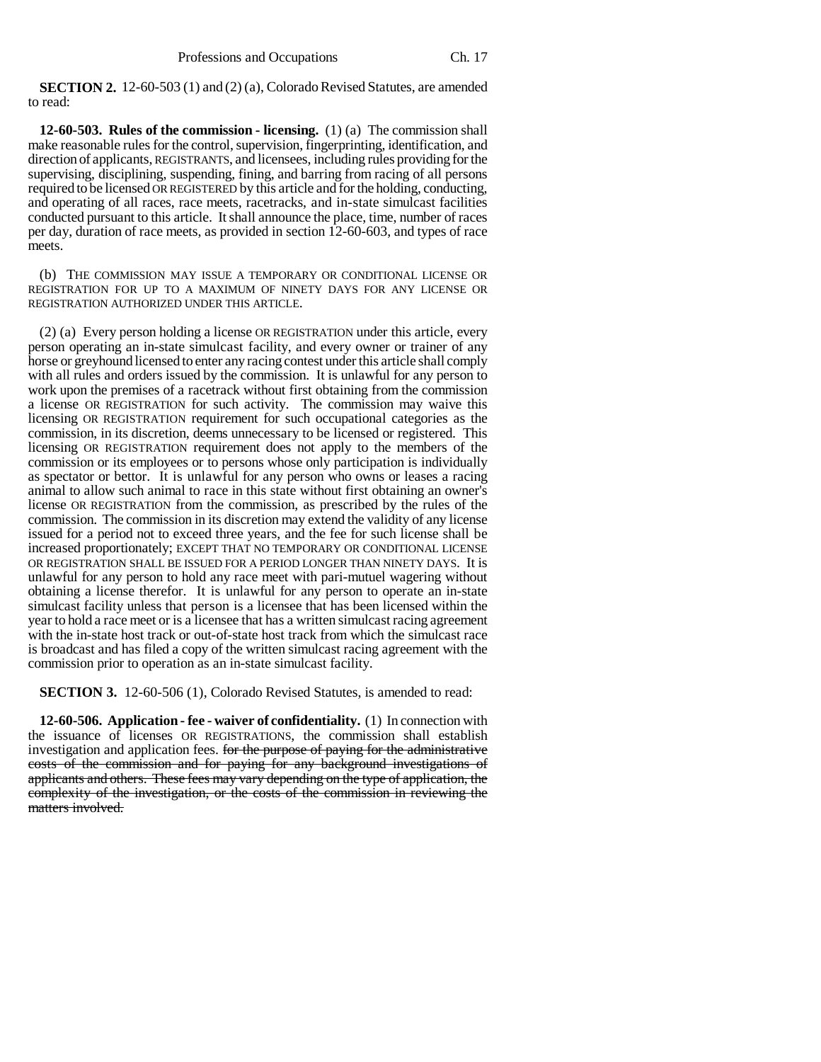**SECTION 2.** 12-60-503 (1) and (2) (a), Colorado Revised Statutes, are amended to read:

**12-60-503. Rules of the commission - licensing.** (1) (a) The commission shall make reasonable rules for the control, supervision, fingerprinting, identification, and direction of applicants, REGISTRANTS, and licensees, including rules providing for the supervising, disciplining, suspending, fining, and barring from racing of all persons required to be licensed OR REGISTERED by this article and for the holding, conducting, and operating of all races, race meets, racetracks, and in-state simulcast facilities conducted pursuant to this article. It shall announce the place, time, number of races per day, duration of race meets, as provided in section 12-60-603, and types of race meets.

(b) THE COMMISSION MAY ISSUE A TEMPORARY OR CONDITIONAL LICENSE OR REGISTRATION FOR UP TO A MAXIMUM OF NINETY DAYS FOR ANY LICENSE OR REGISTRATION AUTHORIZED UNDER THIS ARTICLE.

(2) (a) Every person holding a license OR REGISTRATION under this article, every person operating an in-state simulcast facility, and every owner or trainer of any horse or greyhound licensed to enter any racing contest under this article shall comply with all rules and orders issued by the commission. It is unlawful for any person to work upon the premises of a racetrack without first obtaining from the commission a license OR REGISTRATION for such activity. The commission may waive this licensing OR REGISTRATION requirement for such occupational categories as the commission, in its discretion, deems unnecessary to be licensed or registered. This licensing OR REGISTRATION requirement does not apply to the members of the commission or its employees or to persons whose only participation is individually as spectator or bettor. It is unlawful for any person who owns or leases a racing animal to allow such animal to race in this state without first obtaining an owner's license OR REGISTRATION from the commission, as prescribed by the rules of the commission. The commission in its discretion may extend the validity of any license issued for a period not to exceed three years, and the fee for such license shall be increased proportionately; EXCEPT THAT NO TEMPORARY OR CONDITIONAL LICENSE OR REGISTRATION SHALL BE ISSUED FOR A PERIOD LONGER THAN NINETY DAYS. It is unlawful for any person to hold any race meet with pari-mutuel wagering without obtaining a license therefor. It is unlawful for any person to operate an in-state simulcast facility unless that person is a licensee that has been licensed within the year to hold a race meet or is a licensee that has a written simulcast racing agreement with the in-state host track or out-of-state host track from which the simulcast race is broadcast and has filed a copy of the written simulcast racing agreement with the commission prior to operation as an in-state simulcast facility.

**SECTION 3.** 12-60-506 (1), Colorado Revised Statutes, is amended to read:

**12-60-506. Application - fee - waiver of confidentiality.** (1) In connection with the issuance of licenses OR REGISTRATIONS, the commission shall establish investigation and application fees. ~~for the purpose of paying for the administrative costs of the commission and for paying for any background investigations of applicants and others. These fees may vary depending on the type of application, the complexity of the investigation, or the costs of the commission in reviewing the matters involved.~~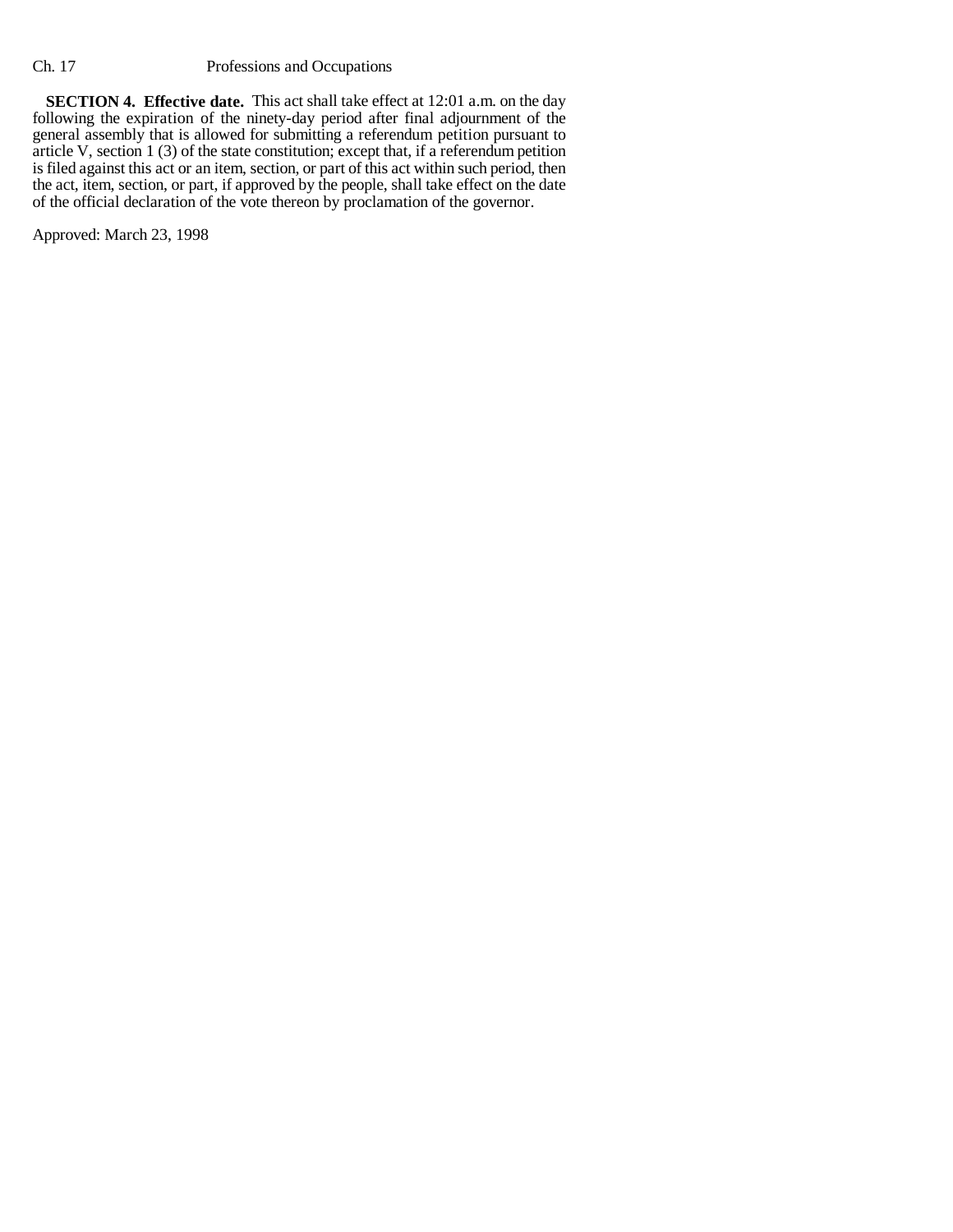**SECTION 4. Effective date.** This act shall take effect at 12:01 a.m. on the day following the expiration of the ninety-day period after final adjournment of the general assembly that is allowed for submitting a referendum petition pursuant to article V, section 1 (3) of the state constitution; except that, if a referendum petition is filed against this act or an item, section, or part of this act within such period, then the act, item, section, or part, if approved by the people, shall take effect on the date of the official declaration of the vote thereon by proclamation of the governor.

Approved: March 23, 1998